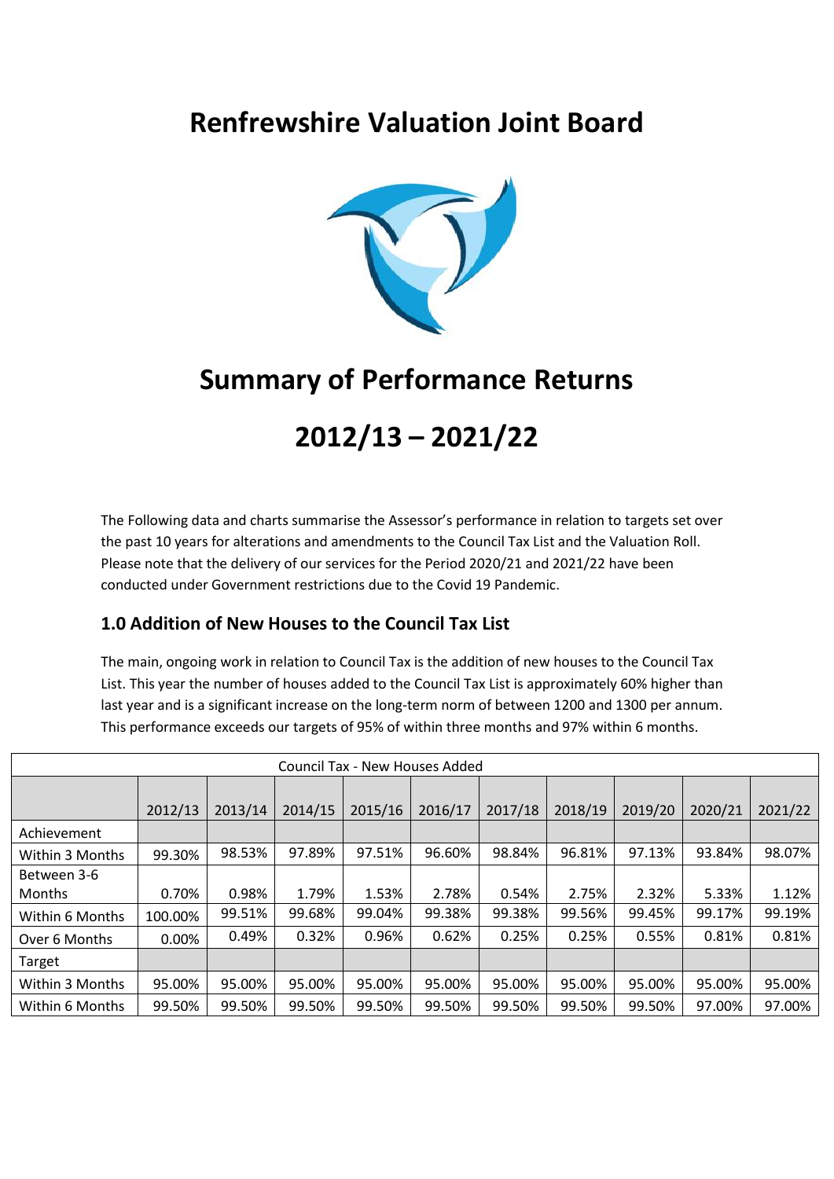# Renfrewshire Valuation Joint Board

# Summary of Performance Returns

# 2012/13 – 2021/22

The Following data and charts summarise the Assessor's performance in relation to targets set over the past 10 years for alterations and amendments to the Council Tax List and the Valuation Roll. Please note that the delivery of our services for the Period 2020/21 and 2021/22 have been conducted under Government restrictions due to the Covid 19 Pandemic.

## 1.0 Addition of New Houses to the Council Tax List

The main, ongoing work in relation to Council Tax is the addition of new houses to the Council Tax List. This year the number of houses added to the Council Tax List is approximately 60% higher than last year and is a significant increase on the long-term norm of between 1200 and 1300 per annum. This performance exceeds our targets of 95% of within three months and 97% within 6 months.

| Council Tax - New Houses Added | | | | | | | | | | |
|---|---|---|---|---|---|---|---|---|---|---|
| | 2012/13 | 2013/14 | 2014/15 | 2015/16 | 2016/17 | 2017/18 | 2018/19 | 2019/20 | 2020/21 | 2021/22 |
| Achievement | | | | | | | | | | |
| Within 3 Months | 99.30% | 98.53% | 97.89% | 97.51% | 96.60% | 98.84% | 96.81% | 97.13% | 93.84% | 98.07% |
| Between 3-6 Months | 0.70% | 0.98% | 1.79% | 1.53% | 2.78% | 0.54% | 2.75% | 2.32% | 5.33% | 1.12% |
| Within 6 Months | 100.00% | 99.51% | 99.68% | 99.04% | 99.38% | 99.38% | 99.56% | 99.45% | 99.17% | 99.19% |
| Over 6 Months | 0.00% | 0.49% | 0.32% | 0.96% | 0.62% | 0.25% | 0.25% | 0.55% | 0.81% | 0.81% |
| Target | | | | | | | | | | |
| Within 3 Months | 95.00% | 95.00% | 95.00% | 95.00% | 95.00% | 95.00% | 95.00% | 95.00% | 95.00% | 95.00% |
| Within 6 Months | 99.50% | 99.50% | 99.50% | 99.50% | 99.50% | 99.50% | 99.50% | 99.50% | 97.00% | 97.00% |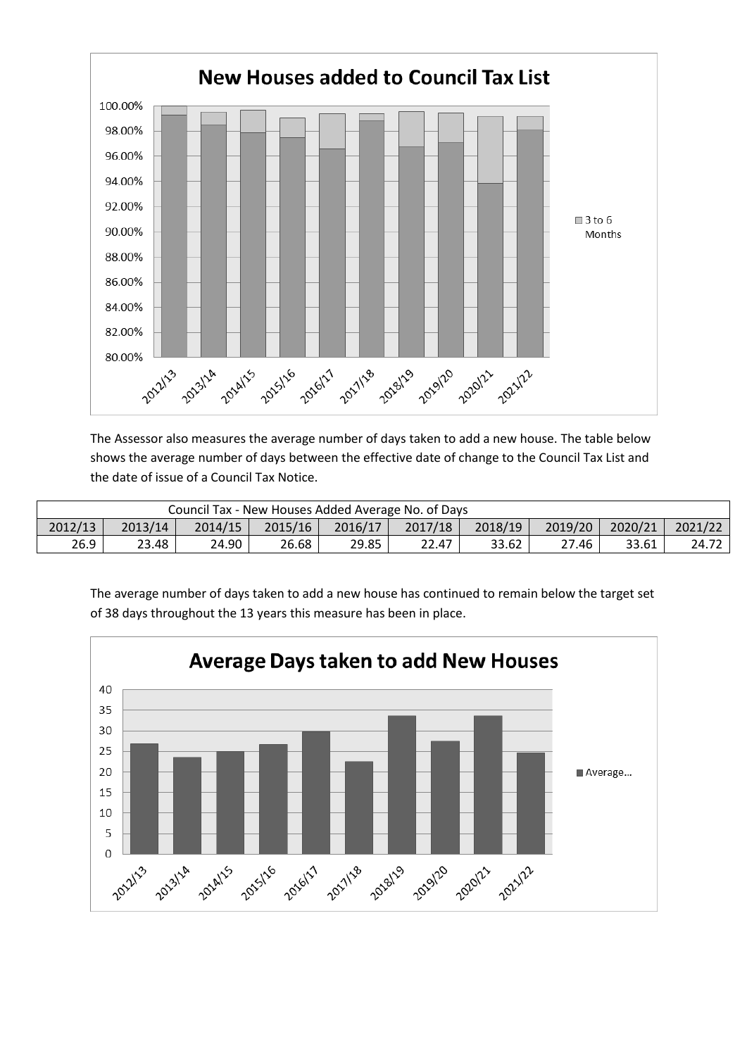**New Houses added to Council Tax List**

The Assessor also measures the average number of days taken to add a new house. The table below shows the average number of days between the effective date of change to the Council Tax List and the date of issue of a Council Tax Notice.

| Council Tax - New Houses Added Average No. of Days | | | | | | | | | |
|---|---|---|---|---|---|---|---|---|---|
| 2012/13 | 2013/14 | 2014/15 | 2015/16 | 2016/17 | 2017/18 | 2018/19 | 2019/20 | 2020/21 | 2021/22 |
| 26.9 | 23.48 | 24.90 | 26.68 | 29.85 | 22.47 | 33.62 | 27.46 | 33.61 | 24.72 |

The average number of days taken to add a new house has continued to remain below the target set of 38 days throughout the 13 years this measure has been in place.

**Average Days taken to add New Houses**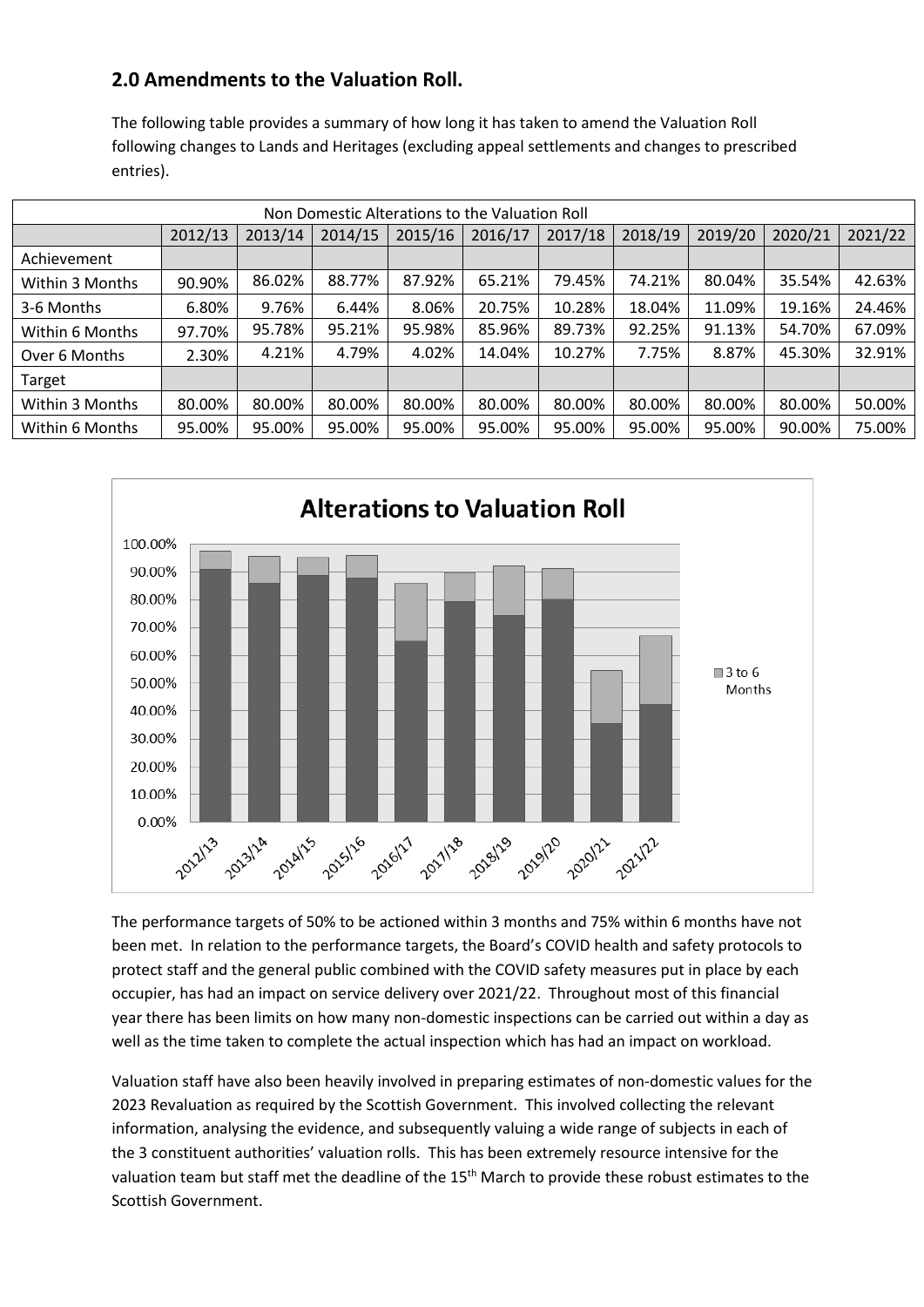## 2.0 Amendments to the Valuation Roll.

The following table provides a summary of how long it has taken to amend the Valuation Roll following changes to Lands and Heritages (excluding appeal settlements and changes to prescribed entries).

| Non Domestic Alterations to the Valuation Roll | | | | | | | | | | |
|---|---|---|---|---|---|---|---|---|---|---|
| | 2012/13 | 2013/14 | 2014/15 | 2015/16 | 2016/17 | 2017/18 | 2018/19 | 2019/20 | 2020/21 | 2021/22 |
| Achievement | | | | | | | | | | |
| Within 3 Months | 90.90% | 86.02% | 88.77% | 87.92% | 65.21% | 79.45% | 74.21% | 80.04% | 35.54% | 42.63% |
| 3-6 Months | 6.80% | 9.76% | 6.44% | 8.06% | 20.75% | 10.28% | 18.04% | 11.09% | 19.16% | 24.46% |
| Within 6 Months | 97.70% | 95.78% | 95.21% | 95.98% | 85.96% | 89.73% | 92.25% | 91.13% | 54.70% | 67.09% |
| Over 6 Months | 2.30% | 4.21% | 4.79% | 4.02% | 14.04% | 10.27% | 7.75% | 8.87% | 45.30% | 32.91% |
| Target | | | | | | | | | | |
| Within 3 Months | 80.00% | 80.00% | 80.00% | 80.00% | 80.00% | 80.00% | 80.00% | 80.00% | 80.00% | 50.00% |
| Within 6 Months | 95.00% | 95.00% | 95.00% | 95.00% | 95.00% | 95.00% | 95.00% | 95.00% | 90.00% | 75.00% |

The performance targets of 50% to be actioned within 3 months and 75% within 6 months have not been met. In relation to the performance targets, the Board's COVID health and safety protocols to protect staff and the general public combined with the COVID safety measures put in place by each occupier, has had an impact on service delivery over 2021/22. Throughout most of this financial year there has been limits on how many non-domestic inspections can be carried out within a day as well as the time taken to complete the actual inspection which has had an impact on workload.

Valuation staff have also been heavily involved in preparing estimates of non-domestic values for the 2023 Revaluation as required by the Scottish Government. This involved collecting the relevant information, analysing the evidence, and subsequently valuing a wide range of subjects in each of the 3 constituent authorities' valuation rolls. This has been extremely resource intensive for the valuation team but staff met the deadline of the 15th March to provide these robust estimates to the Scottish Government.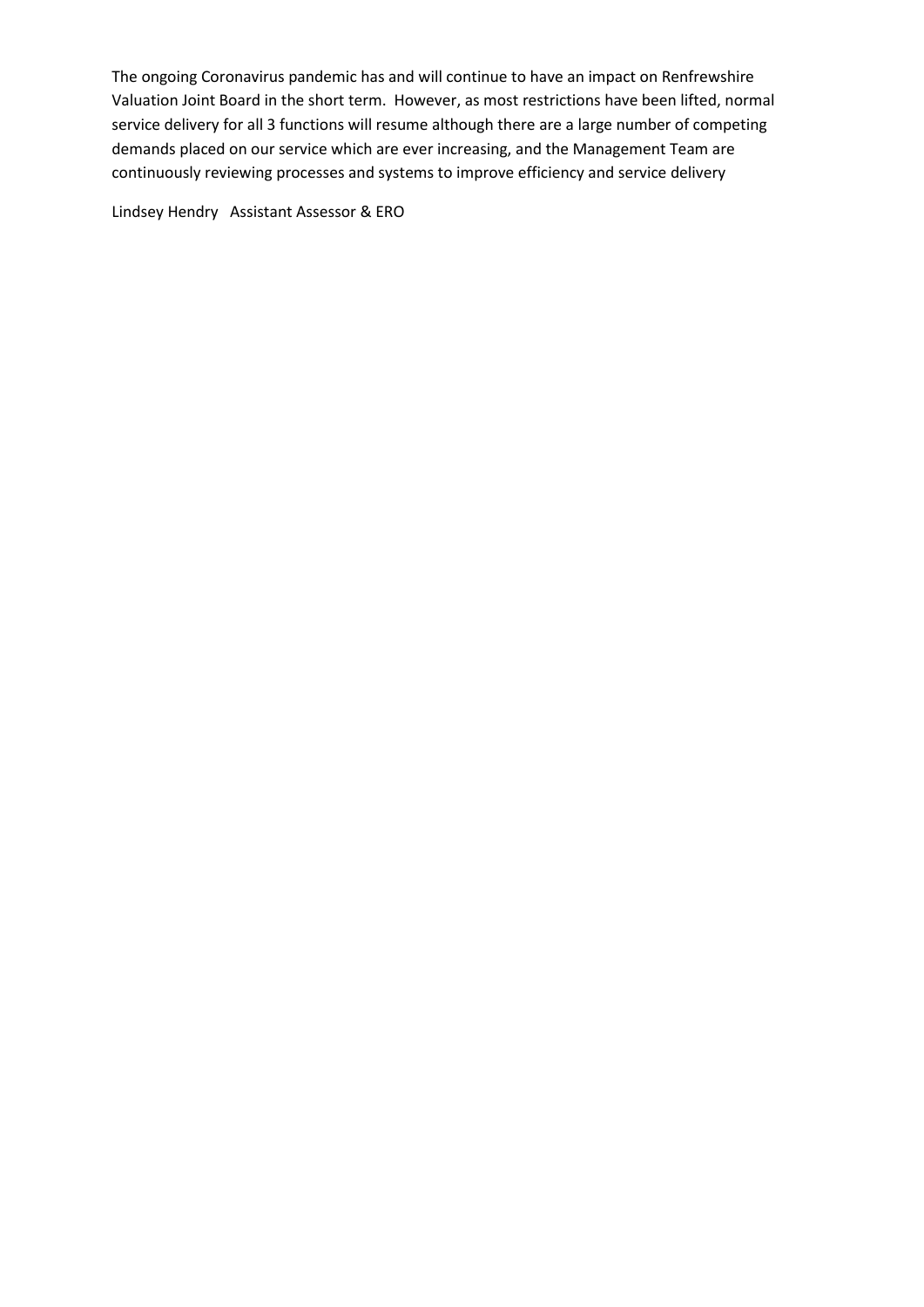The ongoing Coronavirus pandemic has and will continue to have an impact on Renfrewshire Valuation Joint Board in the short term. However, as most restrictions have been lifted, normal service delivery for all 3 functions will resume although there are a large number of competing demands placed on our service which are ever increasing, and the Management Team are continuously reviewing processes and systems to improve efficiency and service delivery

Lindsey Hendry Assistant Assessor & ERO